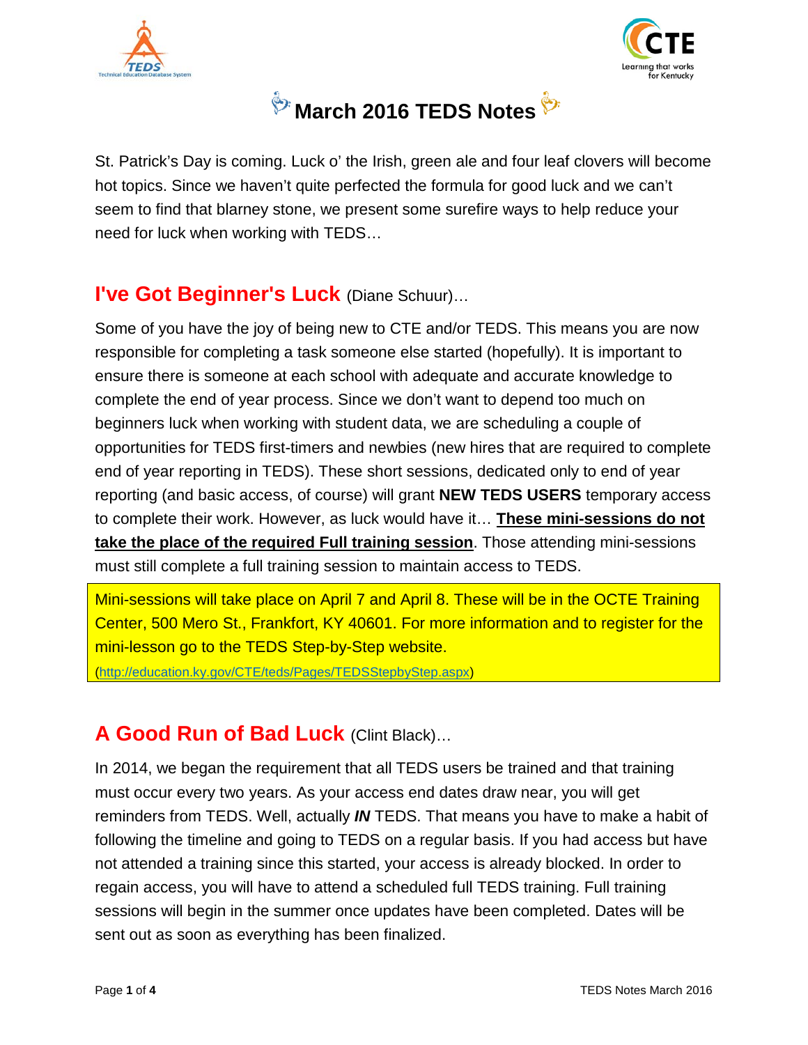# March 2016 TEDS Notes

St. Patrick's Day is coming. Luck o' the Irish, green ale and four leaf clovers will become hot topics. Since we haven't quite perfected the formula for good luck and we can't seem to find that blarney stone, we present some surefire ways to help reduce your need for luck when working with TEDS…

## I've Got Beginner's Luck (Diane Schuur)…

Some of you have the joy of being new to CTE and/or TEDS. This means you are now responsible for completing a task someone else started (hopefully). It is important to ensure there is someone at each school with adequate and accurate knowledge to complete the end of year process. Since we don't want to depend too much on beginners luck when working with student data, we are scheduling a couple of opportunities for TEDS first-timers and newbies (new hires that are required to complete end of year reporting in TEDS). These short sessions, dedicated only to end of year reporting (and basic access, of course) will grant **NEW TEDS USERS** temporary access to complete their work. However, as luck would have it… **These mini-sessions do not take the place of the required Full training session**. Those attending mini-sessions must still complete a full training session to maintain access to TEDS.

Mini-sessions will take place on April 7 and April 8. These will be in the OCTE Training Center, 500 Mero St., Frankfort, KY 40601. For more information and to register for the mini-lesson go to the TEDS Step-by-Step website.
(http://education.ky.gov/CTE/teds/Pages/TEDSStepbyStep.aspx)

## A Good Run of Bad Luck (Clint Black)…

In 2014, we began the requirement that all TEDS users be trained and that training must occur every two years. As your access end dates draw near, you will get reminders from TEDS. Well, actually ***IN*** TEDS. That means you have to make a habit of following the timeline and going to TEDS on a regular basis. If you had access but have not attended a training since this started, your access is already blocked. In order to regain access, you will have to attend a scheduled full TEDS training. Full training sessions will begin in the summer once updates have been completed. Dates will be sent out as soon as everything has been finalized.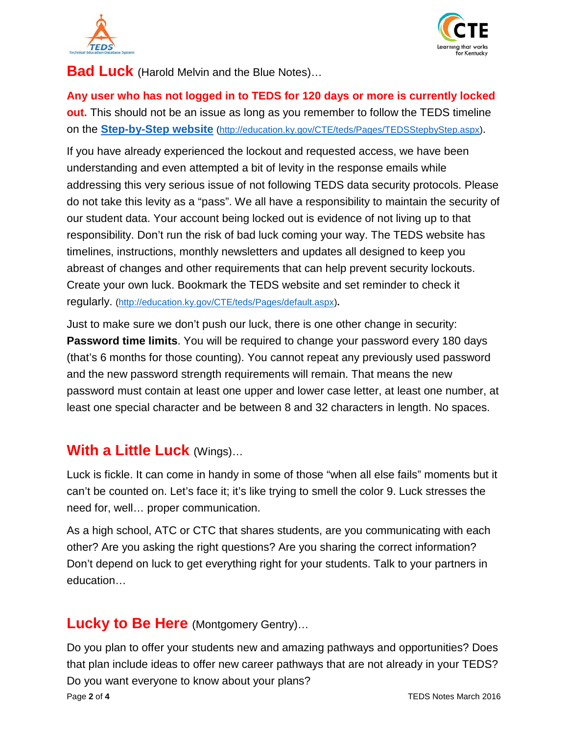## Bad Luck (Harold Melvin and the Blue Notes)…

**Any user who has not logged in to TEDS for 120 days or more is currently locked out.** This should not be an issue as long as you remember to follow the TEDS timeline on the **Step-by-Step website** (http://education.ky.gov/CTE/teds/Pages/TEDSStepbyStep.aspx).

If you have already experienced the lockout and requested access, we have been understanding and even attempted a bit of levity in the response emails while addressing this very serious issue of not following TEDS data security protocols. Please do not take this levity as a "pass". We all have a responsibility to maintain the security of our student data. Your account being locked out is evidence of not living up to that responsibility. Don't run the risk of bad luck coming your way. The TEDS website has timelines, instructions, monthly newsletters and updates all designed to keep you abreast of changes and other requirements that can help prevent security lockouts. Create your own luck. Bookmark the TEDS website and set reminder to check it regularly. (http://education.ky.gov/CTE/teds/Pages/default.aspx).

Just to make sure we don't push our luck, there is one other change in security: **Password time limits**. You will be required to change your password every 180 days (that's 6 months for those counting). You cannot repeat any previously used password and the new password strength requirements will remain. That means the new password must contain at least one upper and lower case letter, at least one number, at least one special character and be between 8 and 32 characters in length. No spaces.

## With a Little Luck (Wings)…

Luck is fickle. It can come in handy in some of those "when all else fails" moments but it can't be counted on. Let's face it; it's like trying to smell the color 9. Luck stresses the need for, well… proper communication.

As a high school, ATC or CTC that shares students, are you communicating with each other? Are you asking the right questions? Are you sharing the correct information? Don't depend on luck to get everything right for your students. Talk to your partners in education…

## Lucky to Be Here (Montgomery Gentry)…

Do you plan to offer your students new and amazing pathways and opportunities? Does that plan include ideas to offer new career pathways that are not already in your TEDS? Do you want everyone to know about your plans?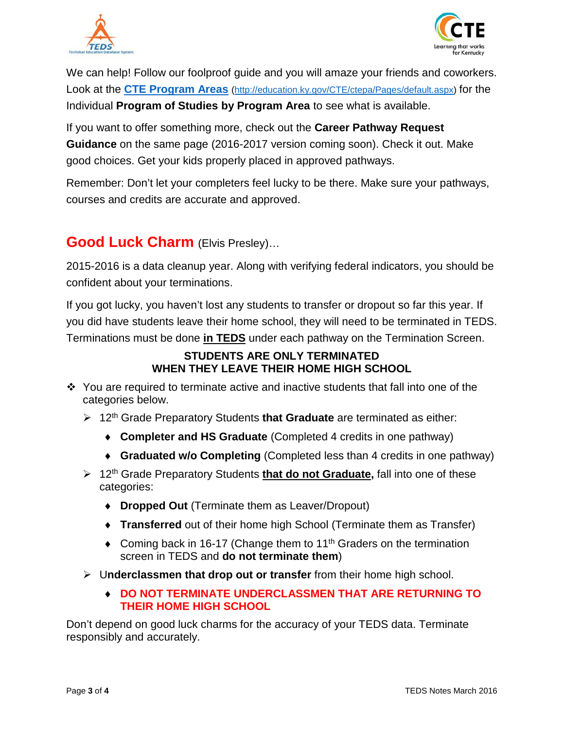We can help! Follow our foolproof guide and you will amaze your friends and coworkers. Look at the **CTE Program Areas** (http://education.ky.gov/CTE/ctepa/Pages/default.aspx) for the Individual **Program of Studies by Program Area** to see what is available.

If you want to offer something more, check out the **Career Pathway Request Guidance** on the same page (2016-2017 version coming soon). Check it out. Make good choices. Get your kids properly placed in approved pathways.

Remember: Don't let your completers feel lucky to be there. Make sure your pathways, courses and credits are accurate and approved.

## Good Luck Charm (Elvis Presley)…

2015-2016 is a data cleanup year. Along with verifying federal indicators, you should be confident about your terminations.

If you got lucky, you haven't lost any students to transfer or dropout so far this year. If you did have students leave their home school, they will need to be terminated in TEDS. Terminations must be done **in TEDS** under each pathway on the Termination Screen.

**STUDENTS ARE ONLY TERMINATED**
**WHEN THEY LEAVE THEIR HOME HIGH SCHOOL**

- You are required to terminate active and inactive students that fall into one of the categories below.
  - 12th Grade Preparatory Students **that Graduate** are terminated as either:
    - **Completer and HS Graduate** (Completed 4 credits in one pathway)
    - **Graduated w/o Completing** (Completed less than 4 credits in one pathway)
  - 12th Grade Preparatory Students **that do not Graduate,** fall into one of these categories:
    - **Dropped Out** (Terminate them as Leaver/Dropout)
    - **Transferred** out of their home high School (Terminate them as Transfer)
    - Coming back in 16-17 (Change them to 11th Graders on the termination screen in TEDS and **do not terminate them**)
  - U**nderclassmen that drop out or transfer** from their home high school.
    - **DO NOT TERMINATE UNDERCLASSMEN THAT ARE RETURNING TO THEIR HOME HIGH SCHOOL**

Don't depend on good luck charms for the accuracy of your TEDS data. Terminate responsibly and accurately.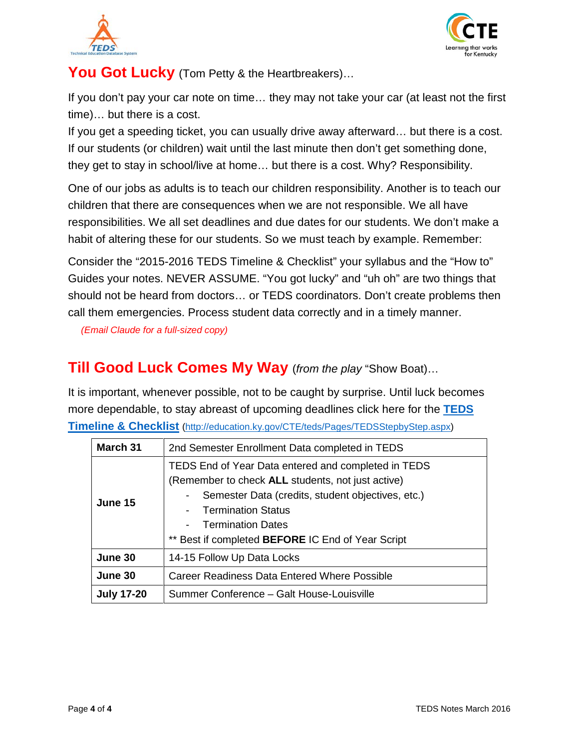## You Got Lucky (Tom Petty & the Heartbreakers)…

If you don't pay your car note on time… they may not take your car (at least not the first time)… but there is a cost.
If you get a speeding ticket, you can usually drive away afterward… but there is a cost.
If our students (or children) wait until the last minute then don't get something done, they get to stay in school/live at home… but there is a cost. Why? Responsibility.

One of our jobs as adults is to teach our children responsibility. Another is to teach our children that there are consequences when we are not responsible. We all have responsibilities. We all set deadlines and due dates for our students. We don't make a habit of altering these for our students. So we must teach by example. Remember:

Consider the "2015-2016 TEDS Timeline & Checklist" your syllabus and the "How to" Guides your notes. NEVER ASSUME. "You got lucky" and "uh oh" are two things that should not be heard from doctors… or TEDS coordinators. Don't create problems then call them emergencies. Process student data correctly and in a timely manner.

*(Email Claude for a full-sized copy)*

## Till Good Luck Comes My Way (*from the play* "Show Boat")…

It is important, whenever possible, not to be caught by surprise. Until luck becomes more dependable, to stay abreast of upcoming deadlines click here for the **TEDS Timeline & Checklist** (http://education.ky.gov/CTE/teds/Pages/TEDSStepbyStep.aspx)

| | |
|---|---|
| **March 31** | 2nd Semester Enrollment Data completed in TEDS |
| **June 15** | TEDS End of Year Data entered and completed in TEDS (Remember to check **ALL** students, not just active)<br>- Semester Data (credits, student objectives, etc.)<br>- Termination Status<br>- Termination Dates<br>** Best if completed **BEFORE** IC End of Year Script |
| **June 30** | 14-15 Follow Up Data Locks |
| **June 30** | Career Readiness Data Entered Where Possible |
| **July 17-20** | Summer Conference – Galt House-Louisville |